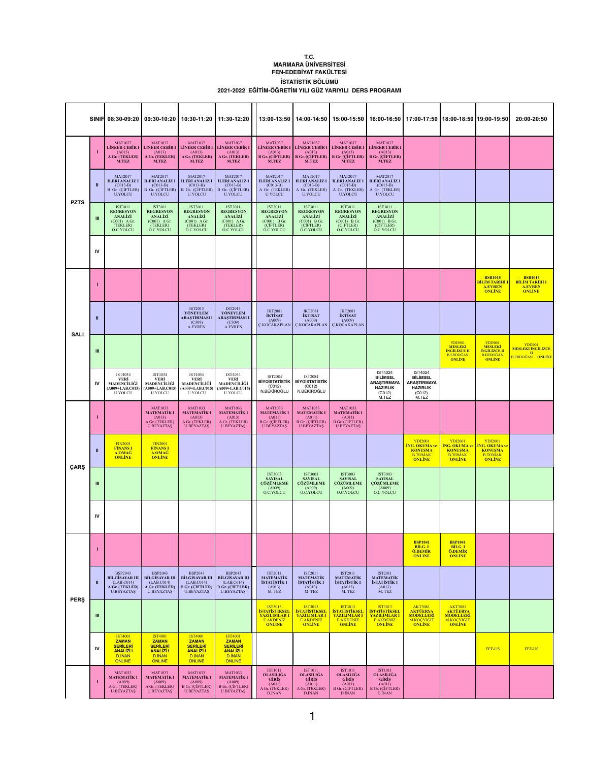T.C.
MARMARA ÜNİVERSİTESİ
FEN-EDEBİYAT FAKÜLTESİ

İSTATİSTİK BÖLÜMÜ

2021-2022 EĞİTİM-ÖĞRETİM YILI GÜZ YARIYILI DERS PROGRAMI

| | SINIF | 08:30-09:20 | 09:30-10:20 | 10:30-11:20 | 11:30-12:20 | 13:00-13:50 | 14:00-14:50 | 15:00-15:50 | 16:00-16:50 | 17:00-17:50 | 18:00-18:50 | 19:00-19:50 | 20:00-20:50 |
|---|---|---|---|---|---|---|---|---|---|---|---|---|---|
| PZTS | I | MAT1037 LİNEER CEBİR I (A013) A Gr. (TEKLER) M.TEZ | MAT1037 LİNEER CEBİR I (A013) A Gr. (TEKLER) M.TEZ | MAT1037 LİNEER CEBİR I (A013) A Gr. (TEKLER) M.TEZ | MAT1037 LİNEER CEBİR I (A013) A Gr. (TEKLER) M.TEZ | MAT1037 LİNEER CEBİR I (A013) B Gr. (ÇİFTLER) M.TEZ | MAT1037 LİNEER CEBİR I (A013) B Gr. (ÇİFTLER) M.TEZ | MAT1037 LİNEER CEBİR I (A013) B Gr. (ÇİFTLER) M.TEZ | MAT1037 LİNEER CEBİR I (A013) B Gr. (ÇİFTLER) M.TEZ | | | | |
| | II | MAT2017 İLERİ ANALİZ I (C013-B) B Gr. (ÇİFTLER) U.YOLCU | MAT2017 İLERİ ANALİZ I (C013-B) B Gr. (ÇİFTLER) U.YOLCU | MAT2017 İLERİ ANALİZ I (C013-B) B Gr. (ÇİFTLER) U.YOLCU | MAT2017 İLERİ ANALİZ I (C013-B) B Gr. (ÇİFTLER) U.YOLCU | MAT2017 İLERİ ANALİZ I (C013-B) A Gr. (TEKLER) U.YOLCU | MAT2017 İLERİ ANALİZ I (C013-B) A Gr. (TEKLER) U.YOLCU | MAT2017 İLERİ ANALİZ I (C013-B) A Gr. (TEKLER) U.YOLCU | MAT2017 İLERİ ANALİZ I (C013-B) A Gr. (TEKLER) U.YOLCU | | | | |
| | III | IST3011 REGRESYON ANALİZİ (C001) A Gr. (TEKLER) Ö.C.YOLCU | IST3011 REGRESYON ANALİZİ (C001) A Gr. (TEKLER) Ö.C.YOLCU | IST3011 REGRESYON ANALİZİ (C001) A Gr. (TEKLER) Ö.C.YOLCU | IST3011 REGRESYON ANALİZİ (C001) A Gr. (TEKLER) Ö.C.YOLCU | IST3011 REGRESYON ANALİZİ (C001) B Gr. (ÇİFTLER) Ö.C.YOLCU | IST3011 REGRESYON ANALİZİ (C001) B Gr. (ÇİFTLER) Ö.C.YOLCU | IST3011 REGRESYON ANALİZİ (C001) B Gr. (ÇİFTLER) Ö.C.YOLCU | IST3011 REGRESYON ANALİZİ (C001) B Gr. (ÇİFTLER) Ö.C.YOLCU | | | | |
| | IV | | | | | | | | | | | | |
| SALI | I | | | | | | | | | | | BSB1015 BİLİM TARİHİ I A.EVREN ONLİNE | BSB1015 BİLİM TARİHİ I A.EVREN ONLİNE |
| | II | | | IST2013 YÖNEYLEM ARAŞTIRMASI I (C309) A.EVREN | IST2013 YÖNEYLEM ARAŞTIRMASI I (C309) A.EVREN | IKT2081 İKTİSAT (A009) Ç.KOCAKAPLAN | IKT2081 İKTİSAT (A009) Ç.KOCAKAPLAN | IKT2081 İKTİSAT (A009) Ç.KOCAKAPLAN | | | | | |
| | III | | | | | | | | | | YDI3001 MESLEKİ İNGİLİZCE II B.ERDOĞAN ONLİNE | YDI3001 MESLEKİ İNGİLİZCE II B.ERDOĞAN ONLİNE | YDI3001 MESLEKİ İNGİLİZCE II B.ERDOĞAN ONLİNE |
| | IV | IST4034 VERİ MADENCİLİĞİ (A009+LAB.C015) U.YOLCU | IST4034 VERİ MADENCİLİĞİ (A009+LAB.C015) U.YOLCU | IST4034 VERİ MADENCİLİĞİ (A009+LAB.C015) U.YOLCU | IST4034 VERİ MADENCİLİĞİ (A009+LAB.C015) U.YOLCU | IST2084 BİYOİSTATİSTİK (C012) N.BEKİROĞLU | IST2084 BİYOİSTATİSTİK (C012) N.BEKİROĞLU | | IST4024 BİLİMSEL ARAŞTIRMAYA HAZIRLIK (C012) M.TEZ | IST4024 BİLİMSEL ARAŞTIRMAYA HAZIRLIK (C012) M.TEZ | | | |
| ÇARŞ | I | | MAT1033 MATEMATİK I (A013) A Gr. (TEKLER) U.BEYAZTAŞ | MAT1033 MATEMATİK I (A013) A Gr. (TEKLER) U.BEYAZTAŞ | MAT1033 MATEMATİK I (A013) A Gr. (TEKLER) U.BEYAZTAŞ | MAT1033 MATEMATİK I (A011) B Gr. (ÇİFTLER) U.BEYAZTAŞ | MAT1033 MATEMATİK I (A011) B Gr. (ÇİFTLER) U.BEYAZTAŞ | MAT1033 MATEMATİK I (A011) B Gr. (ÇİFTLER) U.BEYAZTAŞ | | | | | |
| | II | FIN2001 FİNANS I A.OMAĞ ONLİNE | FIN2001 FİNANS I A.OMAĞ ONLİNE | | | | | | | YDI2001 İNG. OKUMA ve KONUŞMA B.TOMAK ONLİNE | YDI2001 İNG. OKUMA ve KONUŞMA B.TOMAK ONLİNE | YDI2001 İNG. OKUMA ve KONUŞMA B.TOMAK ONLİNE | |
| | III | | | | | IST3003 SAYISAL ÇÖZÜMLEME (A009) O.C.YOLCU | IST3003 SAYISAL ÇÖZÜMLEME (A009) O.C.YOLCU | IST3003 SAYISAL ÇÖZÜMLEME (A009) O.C.YOLCU | IST3003 SAYISAL ÇÖZÜMLEME (A009) O.C.YOLCU | | | | |
| | IV | | | | | | | | | | | | |
| PERŞ | I | | | | | | | | | BSP1041 BİLG. I Ö.DEMİR ONLİNE | BSP1041 BİLG. I Ö.DEMİR ONLİNE | | |
| | II | BSP2043 BİLGİSAYAR III (LAB.C014) A Gr. (TEKLER) U.BEYAZTAŞ | BSP2043 BİLGİSAYAR III (LAB.C014) A Gr. (TEKLER) U.BEYAZTAŞ | BSP2043 BİLGİSAYAR III (LAB.C014) B Gr. (ÇİFTLER) U.BEYAZTAŞ | BSP2043 BİLGİSAYAR III (LAB.C014) B Gr. (ÇİFTLER) U.BEYAZTAŞ | IST2011 MATEMATİK İSTATİSTİK I (A013) M. TEZ | IST2011 MATEMATİK İSTATİSTİK I (A013) M. TEZ | IST2011 MATEMATİK İSTATİSTİK I (A013) M. TEZ | IST2011 MATEMATİK İSTATİSTİK I (A013) M. TEZ | | | | |
| | III | | | | | IST3013 İSTATİSTİKSEL YAZILIMLAR I E.AKDENİZ ONLİNE | IST3013 İSTATİSTİKSEL YAZILIMLAR I E.AKDENİZ ONLİNE | IST3013 İSTATİSTİKSEL YAZILIMLAR I E.AKDENİZ ONLİNE | IST3013 İSTATİSTİKSEL YAZILIMLAR I E.AKDENİZ ONLİNE | AKT3081 AKTÜERYA MODELLERİ M.KOÇYİĞİT ONLİNE | AKT3081 AKTÜERYA MODELLERİ M.KOÇYİĞİT ONLİNE | | |
| | IV | IST4001 ZAMAN SERİLERİ ANALİZİ I D.İNAN ONLINE | IST4001 ZAMAN SERİLERİ ANALİZİ I D.İNAN ONLINE | IST4001 ZAMAN SERİLERİ ANALİZİ I D.İNAN ONLINE | IST4001 ZAMAN SERİLERİ ANALİZİ I D.İNAN ONLINE | | | | | | | FEF-US | FEF-US |
| | I | MAT1033 MATEMATİK I (A009) A Gr. (TEKLER) U.BEYAZTAŞ | MAT1033 MATEMATİK I (A009) A Gr. (TEKLER) U.BEYAZTAŞ | MAT1033 MATEMATİK I (A009) B Gr. (ÇİFTLER) U.BEYAZTAŞ | MAT1033 MATEMATİK I (A009) B Gr. (ÇİFTLER) U.BEYAZTAŞ | IST1011 OLASILIĞA GİRİŞ (A011) A Gr. (TEKLER) D.İNAN | IST1011 OLASILIĞA GİRİŞ (A011) A Gr. (TEKLER) D.İNAN | IST1011 OLASILIĞA GİRİŞ (A011) B Gr. (ÇİFTLER) D.İNAN | IST1011 OLASILIĞA GİRİŞ (A011) B Gr. (ÇİFTLER) D.İNAN | | | | |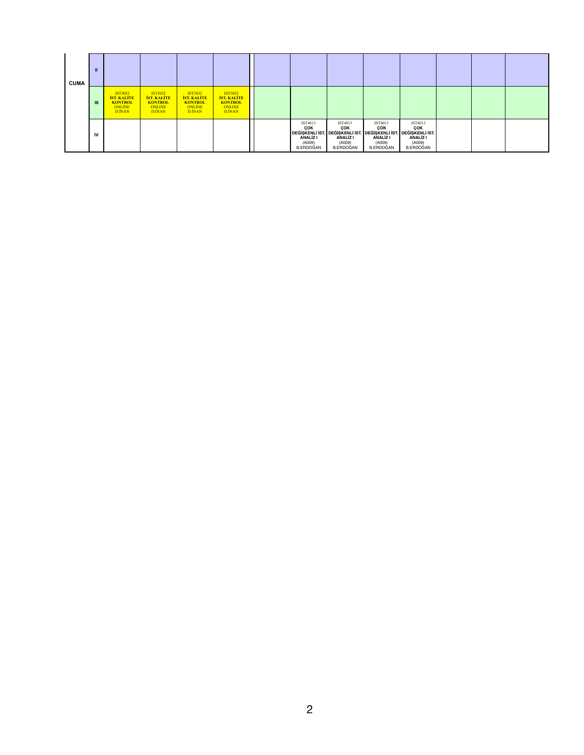| | | | | | | | | | | | | | |
|---|---|---|---|---|---|---|---|---|---|---|---|---|---|
| CUMA | II | | | | | | | | | | | | |
| | III | IST3032 **İST. KALİTE KONTROL** ONLINE D.İNAN | IST3032 **İST. KALİTE KONTROL** ONLINE D.İNAN | IST3032 **İST. KALİTE KONTROL** ONLINE D.İNAN | IST3032 **İST. KALİTE KONTROL** ONLINE D.İNAN | | | | | | | | |
| | IV | | | | | | IST4013 **ÇOK DEĞİŞKENLİ İST. ANALİZ I** (A009) B.ERDOĞAN | IST4013 **ÇOK DEĞİŞKENLİ İST. ANALİZ I** (A009) B.ERDOĞAN | IST4013 **ÇOK DEĞİŞKENLİ İST. ANALİZ I** (A009) B.ERDOĞAN | IST4013 **ÇOK DEĞİŞKENLİ İST. ANALİZ I** (A009) B.ERDOĞAN | | | |